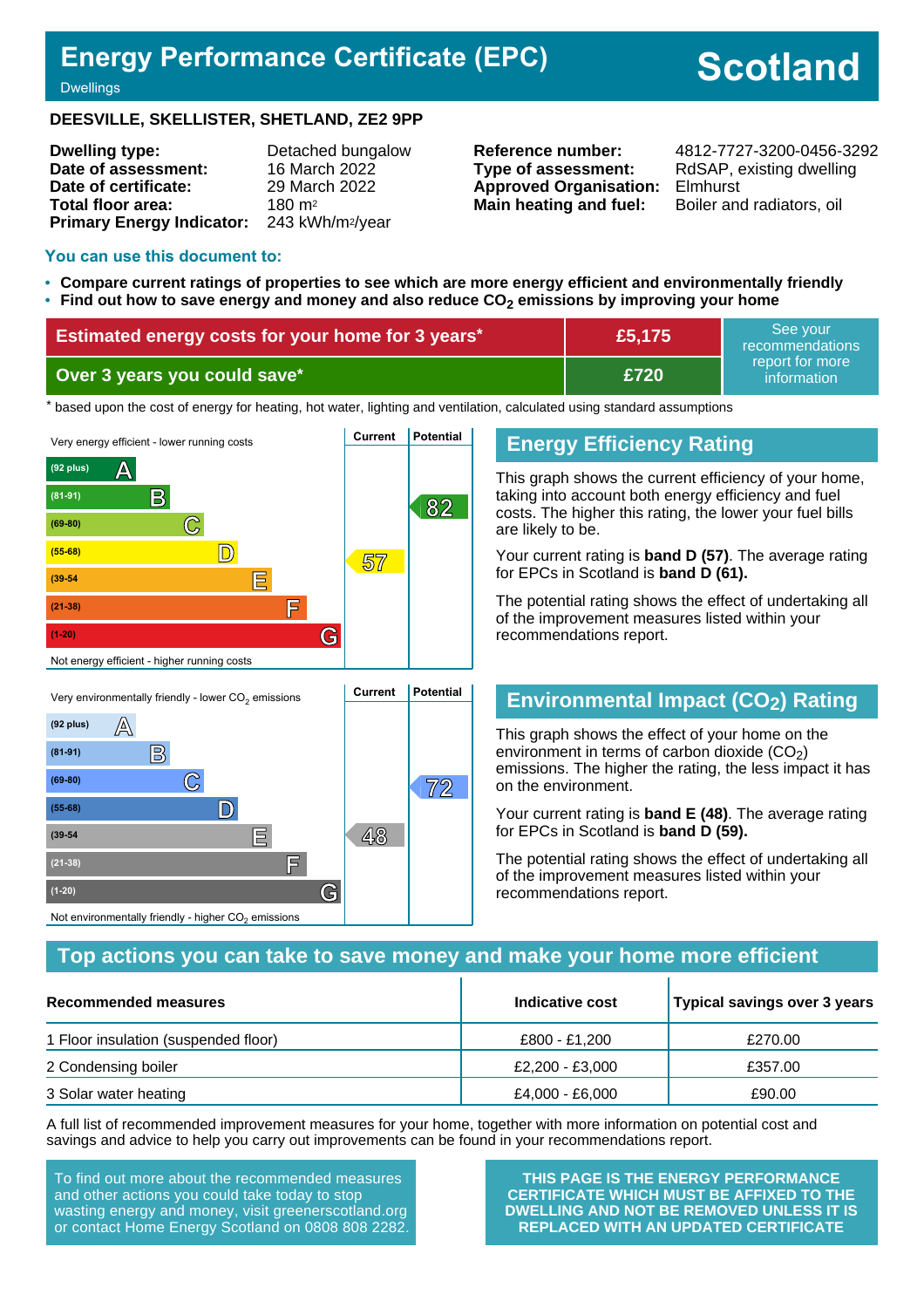# Energy Performance Certificate (EPC)

Dwellings

# Scotland

**DEESVILLE, SKELLISTER, SHETLAND, ZE2 9PP**

| | |
|---|---|
| **Dwelling type:** | Detached bungalow |
| **Date of assessment:** | 16 March 2022 |
| **Date of certificate:** | 29 March 2022 |
| **Total floor area:** | 180 m² |
| **Primary Energy Indicator:** | 243 kWh/m²/year |

| | |
|---|---|
| **Reference number:** | 4812-7727-3200-0456-3292 |
| **Type of assessment:** | RdSAP, existing dwelling |
| **Approved Organisation:** | Elmhurst |
| **Main heating and fuel:** | Boiler and radiators, oil |

## You can use this document to:

- **Compare current ratings of properties to see which are more energy efficient and environmentally friendly**
- **Find out how to save energy and money and also reduce $CO_2$ emissions by improving your home**

| | | |
|---|---|---|
| **Estimated energy costs for your home for 3 years*** | **£5,175** | See your recommendations report for more information |
| **Over 3 years you could save*** | **£720** | |

\* based upon the cost of energy for heating, hot water, lighting and ventilation, calculated using standard assumptions

Very energy efficient - lower running costs

| Band | Current | Potential |
|---|---|---|
| (92 plus) A | | |
| (81-91) B | | 82 |
| (69-80) C | | |
| (55-68) D | 57 | |
| (39-54) E | | |
| (21-38) F | | |
| (1-20) G | | |

Not energy efficient - higher running costs

## Energy Efficiency Rating

This graph shows the current efficiency of your home, taking into account both energy efficiency and fuel costs. The higher this rating, the lower your fuel bills are likely to be.

Your current rating is **band D (57)**. The average rating for EPCs in Scotland is **band D (61).**

The potential rating shows the effect of undertaking all of the improvement measures listed within your recommendations report.

Very environmentally friendly - lower $CO_2$ emissions

| Band | Current | Potential |
|---|---|---|
| (92 plus) A | | |
| (81-91) B | | |
| (69-80) C | | 72 |
| (55-68) D | | |
| (39-54) E | 48 | |
| (21-38) F | | |
| (1-20) G | | |

Not environmentally friendly - higher $CO_2$ emissions

## Environmental Impact ($CO_2$) Rating

This graph shows the effect of your home on the environment in terms of carbon dioxide ($CO_2$) emissions. The higher the rating, the less impact it has on the environment.

Your current rating is **band E (48)**. The average rating for EPCs in Scotland is **band D (59).**

The potential rating shows the effect of undertaking all of the improvement measures listed within your recommendations report.

## Top actions you can take to save money and make your home more efficient

| Recommended measures | Indicative cost | Typical savings over 3 years |
|---|---|---|
| 1 Floor insulation (suspended floor) | £800 - £1,200 | £270.00 |
| 2 Condensing boiler | £2,200 - £3,000 | £357.00 |
| 3 Solar water heating | £4,000 - £6,000 | £90.00 |

A full list of recommended improvement measures for your home, together with more information on potential cost and savings and advice to help you carry out improvements can be found in your recommendations report.

To find out more about the recommended measures and other actions you could take today to stop wasting energy and money, visit greenerscotland.org or contact Home Energy Scotland on 0808 808 2282.

**THIS PAGE IS THE ENERGY PERFORMANCE CERTIFICATE WHICH MUST BE AFFIXED TO THE DWELLING AND NOT BE REMOVED UNLESS IT IS REPLACED WITH AN UPDATED CERTIFICATE**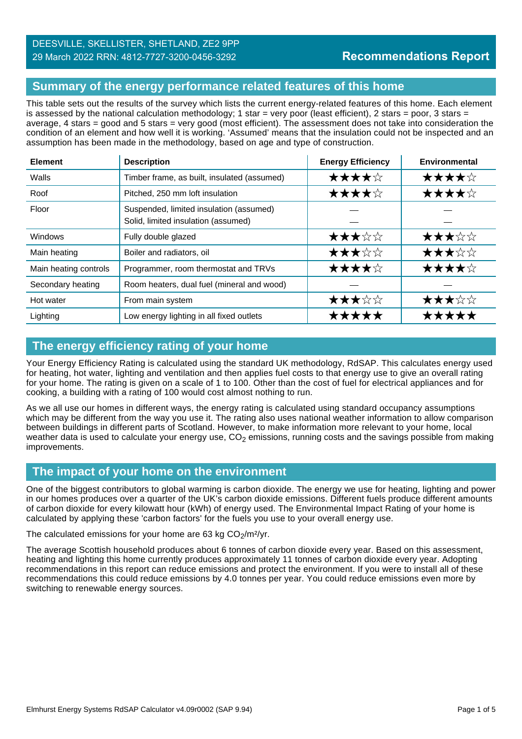DEESVILLE, SKELLISTER, SHETLAND, ZE2 9PP
29 March 2022 RRN: 4812-7727-3200-0456-3292

**Recommendations Report**

## Summary of the energy performance related features of this home

This table sets out the results of the survey which lists the current energy-related features of this home. Each element is assessed by the national calculation methodology; 1 star = very poor (least efficient), 2 stars = poor, 3 stars = average, 4 stars = good and 5 stars = very good (most efficient). The assessment does not take into consideration the condition of an element and how well it is working. 'Assumed' means that the insulation could not be inspected and an assumption has been made in the methodology, based on age and type of construction.

| Element | Description | Energy Efficiency | Environmental |
|---|---|---|---|
| Walls | Timber frame, as built, insulated (assumed) | ★★★★☆ | ★★★★☆ |
| Roof | Pitched, 250 mm loft insulation | ★★★★☆ | ★★★★☆ |
| Floor | Suspended, limited insulation (assumed)<br>Solid, limited insulation (assumed) | —<br>— | —<br>— |
| Windows | Fully double glazed | ★★★☆☆ | ★★★☆☆ |
| Main heating | Boiler and radiators, oil | ★★★☆☆ | ★★★☆☆ |
| Main heating controls | Programmer, room thermostat and TRVs | ★★★★☆ | ★★★★☆ |
| Secondary heating | Room heaters, dual fuel (mineral and wood) | — | — |
| Hot water | From main system | ★★★☆☆ | ★★★☆☆ |
| Lighting | Low energy lighting in all fixed outlets | ★★★★★ | ★★★★★ |

## The energy efficiency rating of your home

Your Energy Efficiency Rating is calculated using the standard UK methodology, RdSAP. This calculates energy used for heating, hot water, lighting and ventilation and then applies fuel costs to that energy use to give an overall rating for your home. The rating is given on a scale of 1 to 100. Other than the cost of fuel for electrical appliances and for cooking, a building with a rating of 100 would cost almost nothing to run.

As we all use our homes in different ways, the energy rating is calculated using standard occupancy assumptions which may be different from the way you use it. The rating also uses national weather information to allow comparison between buildings in different parts of Scotland. However, to make information more relevant to your home, local weather data is used to calculate your energy use, $CO_2$ emissions, running costs and the savings possible from making improvements.

## The impact of your home on the environment

One of the biggest contributors to global warming is carbon dioxide. The energy we use for heating, lighting and power in our homes produces over a quarter of the UK's carbon dioxide emissions. Different fuels produce different amounts of carbon dioxide for every kilowatt hour (kWh) of energy used. The Environmental Impact Rating of your home is calculated by applying these 'carbon factors' for the fuels you use to your overall energy use.

The calculated emissions for your home are 63 kg $CO_2/m^2/yr$.

The average Scottish household produces about 6 tonnes of carbon dioxide every year. Based on this assessment, heating and lighting this home currently produces approximately 11 tonnes of carbon dioxide every year. Adopting recommendations in this report can reduce emissions and protect the environment. If you were to install all of these recommendations this could reduce emissions by 4.0 tonnes per year. You could reduce emissions even more by switching to renewable energy sources.

Elmhurst Energy Systems RdSAP Calculator v4.09r0002 (SAP 9.94)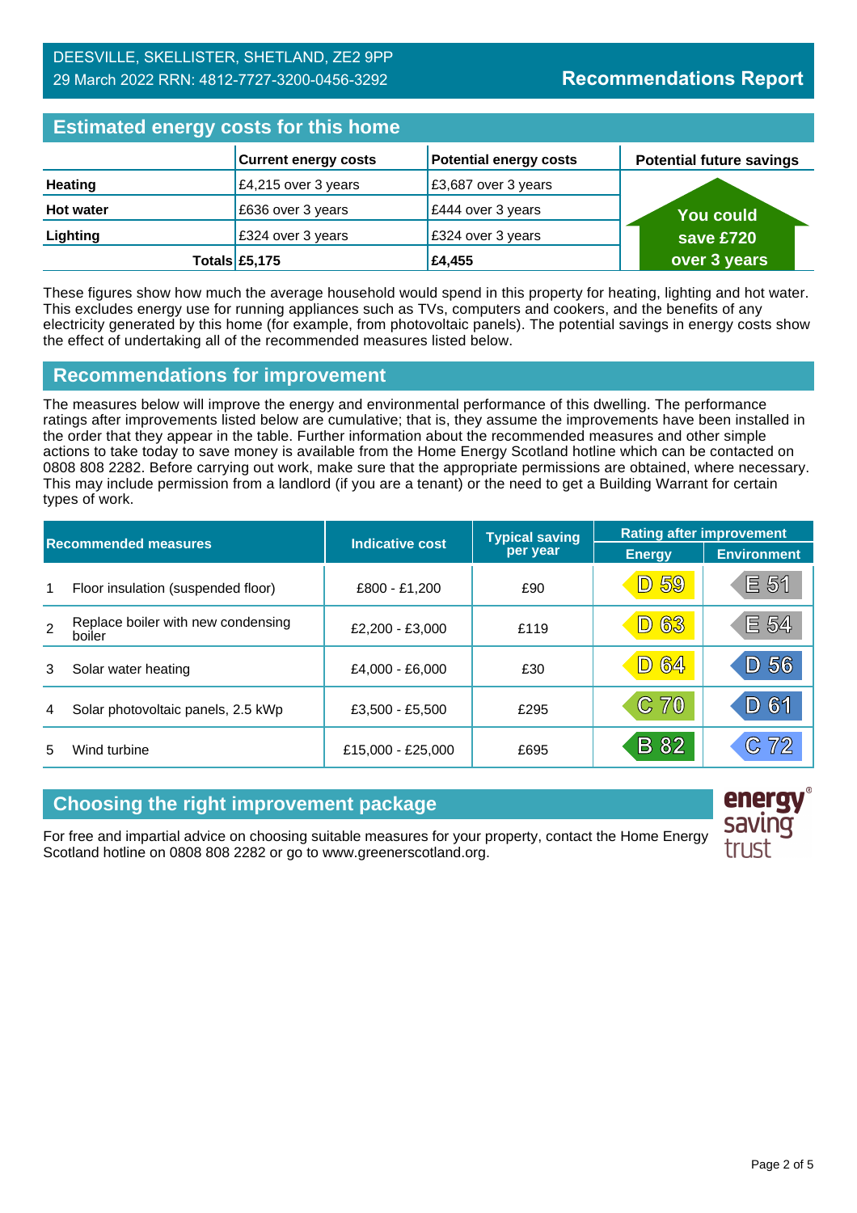DEESVILLE, SKELLISTER, SHETLAND, ZE2 9PP
29 March 2022 RRN: 4812-7727-3200-0456-3292

**Recommendations Report**

## Estimated energy costs for this home

| | Current energy costs | Potential energy costs | Potential future savings |
|---|---|---|---|
| **Heating** | £4,215 over 3 years | £3,687 over 3 years | You could save £720 over 3 years |
| **Hot water** | £636 over 3 years | £444 over 3 years | |
| **Lighting** | £324 over 3 years | £324 over 3 years | |
| **Totals** | **£5,175** | **£4,455** | |

These figures show how much the average household would spend in this property for heating, lighting and hot water. This excludes energy use for running appliances such as TVs, computers and cookers, and the benefits of any electricity generated by this home (for example, from photovoltaic panels). The potential savings in energy costs show the effect of undertaking all of the recommended measures listed below.

## Recommendations for improvement

The measures below will improve the energy and environmental performance of this dwelling. The performance ratings after improvements listed below are cumulative; that is, they assume the improvements have been installed in the order that they appear in the table. Further information about the recommended measures and other simple actions to take today to save money is available from the Home Energy Scotland hotline which can be contacted on 0808 808 2282. Before carrying out work, make sure that the appropriate permissions are obtained, where necessary. This may include permission from a landlord (if you are a tenant) or the need to get a Building Warrant for certain types of work.

| | Recommended measures | Indicative cost | Typical saving per year | Rating after improvement | |
|---|---|---|---|---|---|
| | | | | Energy | Environment |
| 1 | Floor insulation (suspended floor) | £800 - £1,200 | £90 | D 59 | E 51 |
| 2 | Replace boiler with new condensing boiler | £2,200 - £3,000 | £119 | D 63 | E 54 |
| 3 | Solar water heating | £4,000 - £6,000 | £30 | D 64 | D 56 |
| 4 | Solar photovoltaic panels, 2.5 kWp | £3,500 - £5,500 | £295 | C 70 | D 61 |
| 5 | Wind turbine | £15,000 - £25,000 | £695 | B 82 | C 72 |

## Choosing the right improvement package

For free and impartial advice on choosing suitable measures for your property, contact the Home Energy Scotland hotline on 0808 808 2282 or go to www.greenerscotland.org.

energy saving trust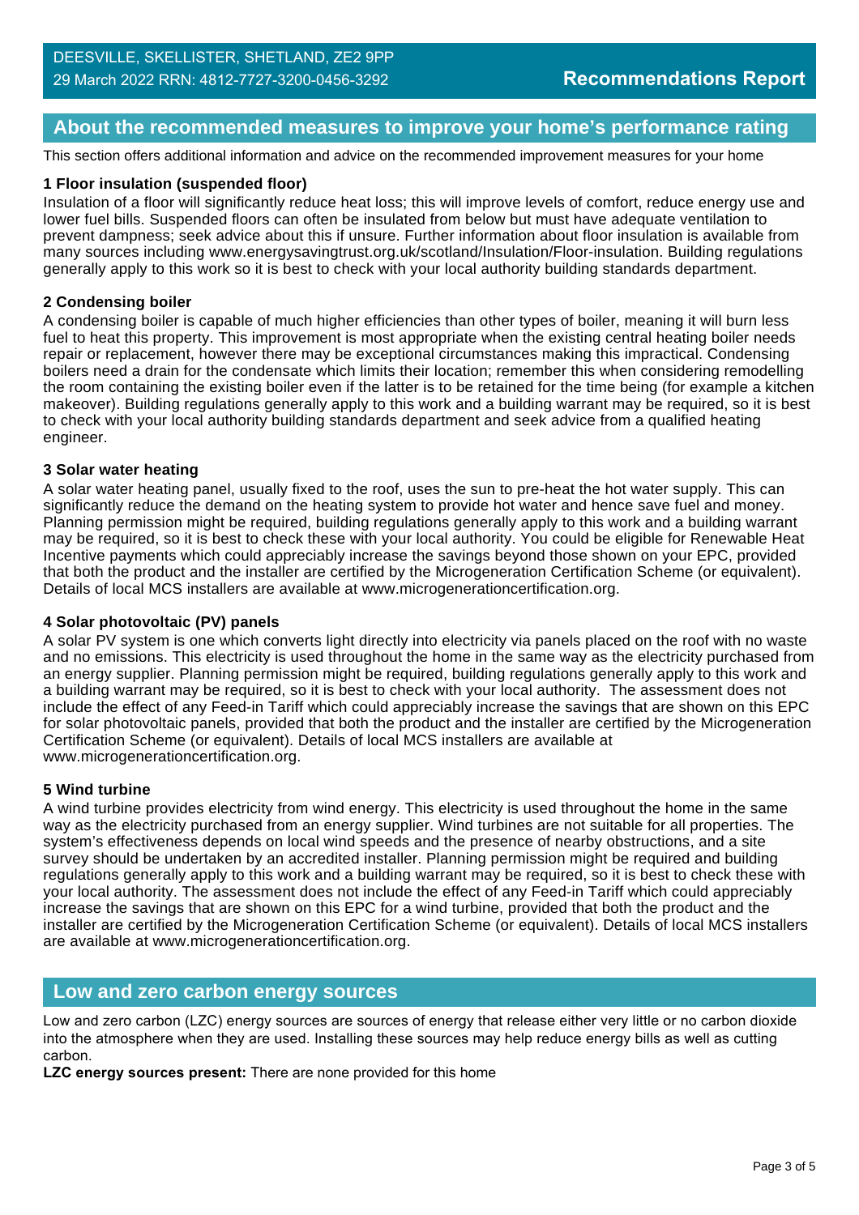## About the recommended measures to improve your home's performance rating

This section offers additional information and advice on the recommended improvement measures for your home

### 1 Floor insulation (suspended floor)

Insulation of a floor will significantly reduce heat loss; this will improve levels of comfort, reduce energy use and lower fuel bills. Suspended floors can often be insulated from below but must have adequate ventilation to prevent dampness; seek advice about this if unsure. Further information about floor insulation is available from many sources including www.energysavingtrust.org.uk/scotland/Insulation/Floor-insulation. Building regulations generally apply to this work so it is best to check with your local authority building standards department.

### 2 Condensing boiler

A condensing boiler is capable of much higher efficiencies than other types of boiler, meaning it will burn less fuel to heat this property. This improvement is most appropriate when the existing central heating boiler needs repair or replacement, however there may be exceptional circumstances making this impractical. Condensing boilers need a drain for the condensate which limits their location; remember this when considering remodelling the room containing the existing boiler even if the latter is to be retained for the time being (for example a kitchen makeover). Building regulations generally apply to this work and a building warrant may be required, so it is best to check with your local authority building standards department and seek advice from a qualified heating engineer.

### 3 Solar water heating

A solar water heating panel, usually fixed to the roof, uses the sun to pre-heat the hot water supply. This can significantly reduce the demand on the heating system to provide hot water and hence save fuel and money. Planning permission might be required, building regulations generally apply to this work and a building warrant may be required, so it is best to check these with your local authority. You could be eligible for Renewable Heat Incentive payments which could appreciably increase the savings beyond those shown on your EPC, provided that both the product and the installer are certified by the Microgeneration Certification Scheme (or equivalent). Details of local MCS installers are available at www.microgenerationcertification.org.

### 4 Solar photovoltaic (PV) panels

A solar PV system is one which converts light directly into electricity via panels placed on the roof with no waste and no emissions. This electricity is used throughout the home in the same way as the electricity purchased from an energy supplier. Planning permission might be required, building regulations generally apply to this work and a building warrant may be required, so it is best to check with your local authority. The assessment does not include the effect of any Feed-in Tariff which could appreciably increase the savings that are shown on this EPC for solar photovoltaic panels, provided that both the product and the installer are certified by the Microgeneration Certification Scheme (or equivalent). Details of local MCS installers are available at www.microgenerationcertification.org.

### 5 Wind turbine

A wind turbine provides electricity from wind energy. This electricity is used throughout the home in the same way as the electricity purchased from an energy supplier. Wind turbines are not suitable for all properties. The system's effectiveness depends on local wind speeds and the presence of nearby obstructions, and a site survey should be undertaken by an accredited installer. Planning permission might be required and building regulations generally apply to this work and a building warrant may be required, so it is best to check these with your local authority. The assessment does not include the effect of any Feed-in Tariff which could appreciably increase the savings that are shown on this EPC for a wind turbine, provided that both the product and the installer are certified by the Microgeneration Certification Scheme (or equivalent). Details of local MCS installers are available at www.microgenerationcertification.org.

## Low and zero carbon energy sources

Low and zero carbon (LZC) energy sources are sources of energy that release either very little or no carbon dioxide into the atmosphere when they are used. Installing these sources may help reduce energy bills as well as cutting carbon.

**LZC energy sources present:** There are none provided for this home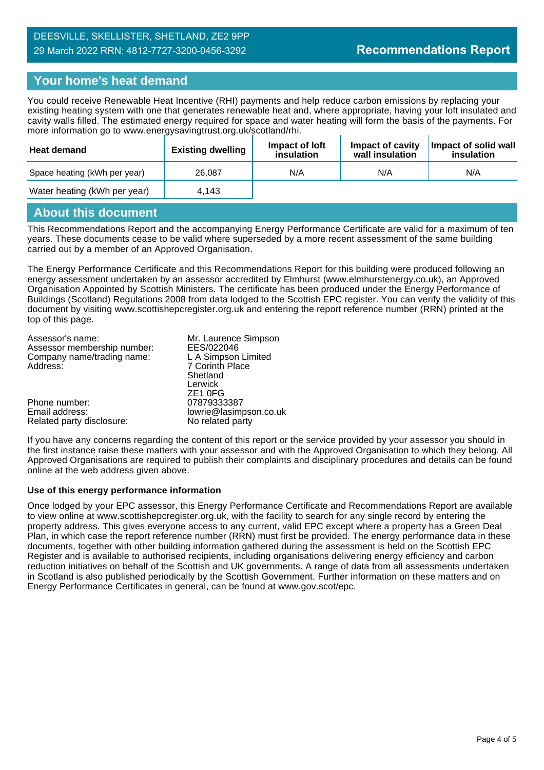DEESVILLE, SKELLISTER, SHETLAND, ZE2 9PP
29 March 2022 RRN: 4812-7727-3200-0456-3292

**Recommendations Report**

## Your home's heat demand

You could receive Renewable Heat Incentive (RHI) payments and help reduce carbon emissions by replacing your existing heating system with one that generates renewable heat and, where appropriate, having your loft insulated and cavity walls filled. The estimated energy required for space and water heating will form the basis of the payments. For more information go to www.energysavingtrust.org.uk/scotland/rhi.

| Heat demand | Existing dwelling | Impact of loft insulation | Impact of cavity wall insulation | Impact of solid wall insulation |
|---|---|---|---|---|
| Space heating (kWh per year) | 26,087 | N/A | N/A | N/A |
| Water heating (kWh per year) | 4,143 | | | |

## About this document

This Recommendations Report and the accompanying Energy Performance Certificate are valid for a maximum of ten years. These documents cease to be valid where superseded by a more recent assessment of the same building carried out by a member of an Approved Organisation.

The Energy Performance Certificate and this Recommendations Report for this building were produced following an energy assessment undertaken by an assessor accredited by Elmhurst (www.elmhurstenergy.co.uk), an Approved Organisation Appointed by Scottish Ministers. The certificate has been produced under the Energy Performance of Buildings (Scotland) Regulations 2008 from data lodged to the Scottish EPC register. You can verify the validity of this document by visiting www.scottishepcregister.org.uk and entering the report reference number (RRN) printed at the top of this page.

| | |
|---|---|
| Assessor's name: | Mr. Laurence Simpson |
| Assessor membership number: | EES/022046 |
| Company name/trading name: | L A Simpson Limited |
| Address: | 7 Corinth Place<br>Shetland<br>Lerwick<br>ZE1 0FG |
| Phone number: | 07879333387 |
| Email address: | lowrie@lasimpson.co.uk |
| Related party disclosure: | No related party |

If you have any concerns regarding the content of this report or the service provided by your assessor you should in the first instance raise these matters with your assessor and with the Approved Organisation to which they belong. All Approved Organisations are required to publish their complaints and disciplinary procedures and details can be found online at the web address given above.

**Use of this energy performance information**

Once lodged by your EPC assessor, this Energy Performance Certificate and Recommendations Report are available to view online at www.scottishepcregister.org.uk, with the facility to search for any single record by entering the property address. This gives everyone access to any current, valid EPC except where a property has a Green Deal Plan, in which case the report reference number (RRN) must first be provided. The energy performance data in these documents, together with other building information gathered during the assessment is held on the Scottish EPC Register and is available to authorised recipients, including organisations delivering energy efficiency and carbon reduction initiatives on behalf of the Scottish and UK governments. A range of data from all assessments undertaken in Scotland is also published periodically by the Scottish Government. Further information on these matters and on Energy Performance Certificates in general, can be found at www.gov.scot/epc.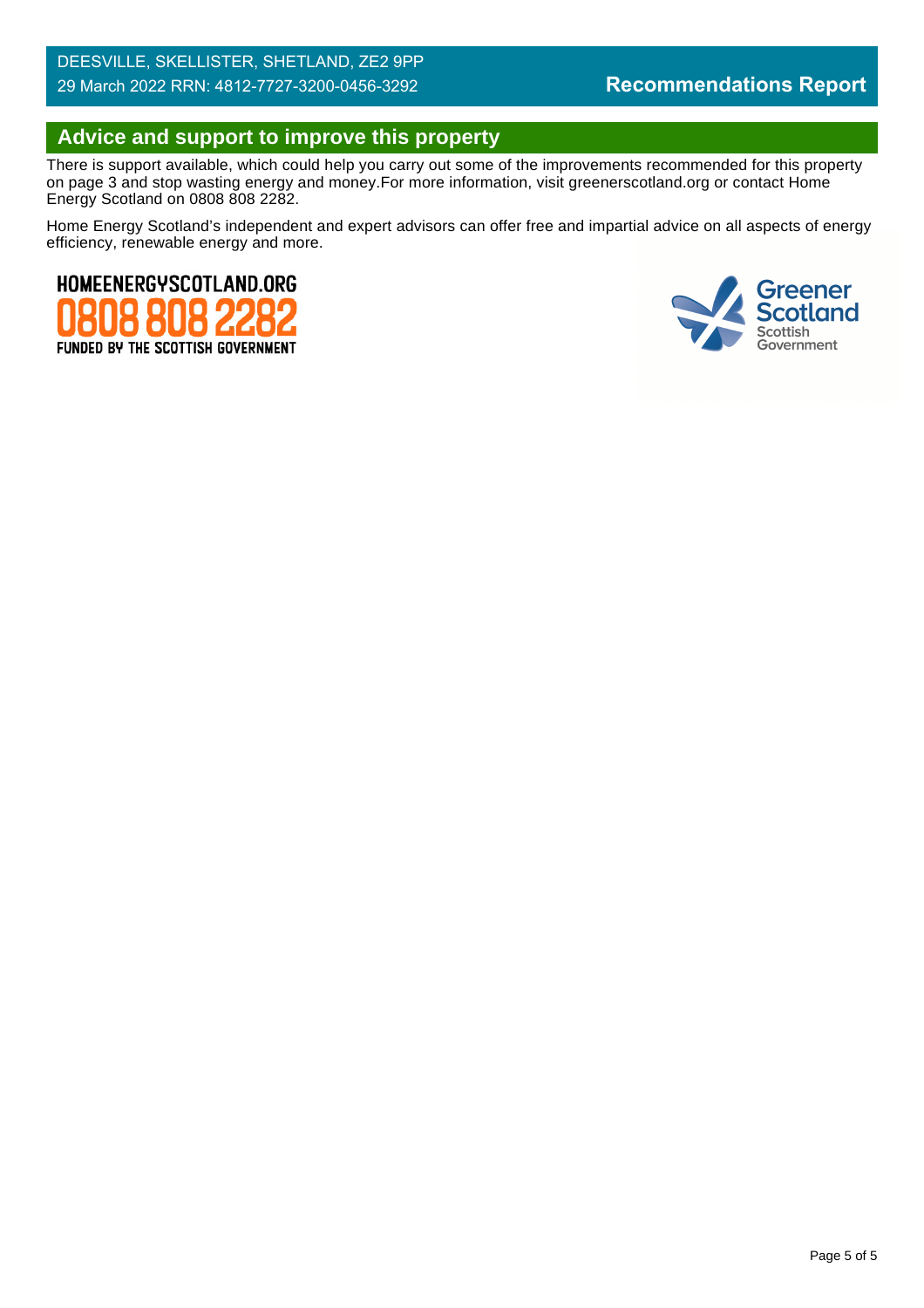## Advice and support to improve this property

There is support available, which could help you carry out some of the improvements recommended for this property on page 3 and stop wasting energy and money.For more information, visit greenerscotland.org or contact Home Energy Scotland on 0808 808 2282.

Home Energy Scotland's independent and expert advisors can offer free and impartial advice on all aspects of energy efficiency, renewable energy and more.

HOMEENERGYSCOTLAND.ORG
0808 808 2282
FUNDED BY THE SCOTTISH GOVERNMENT

Greener Scotland
Scottish Government